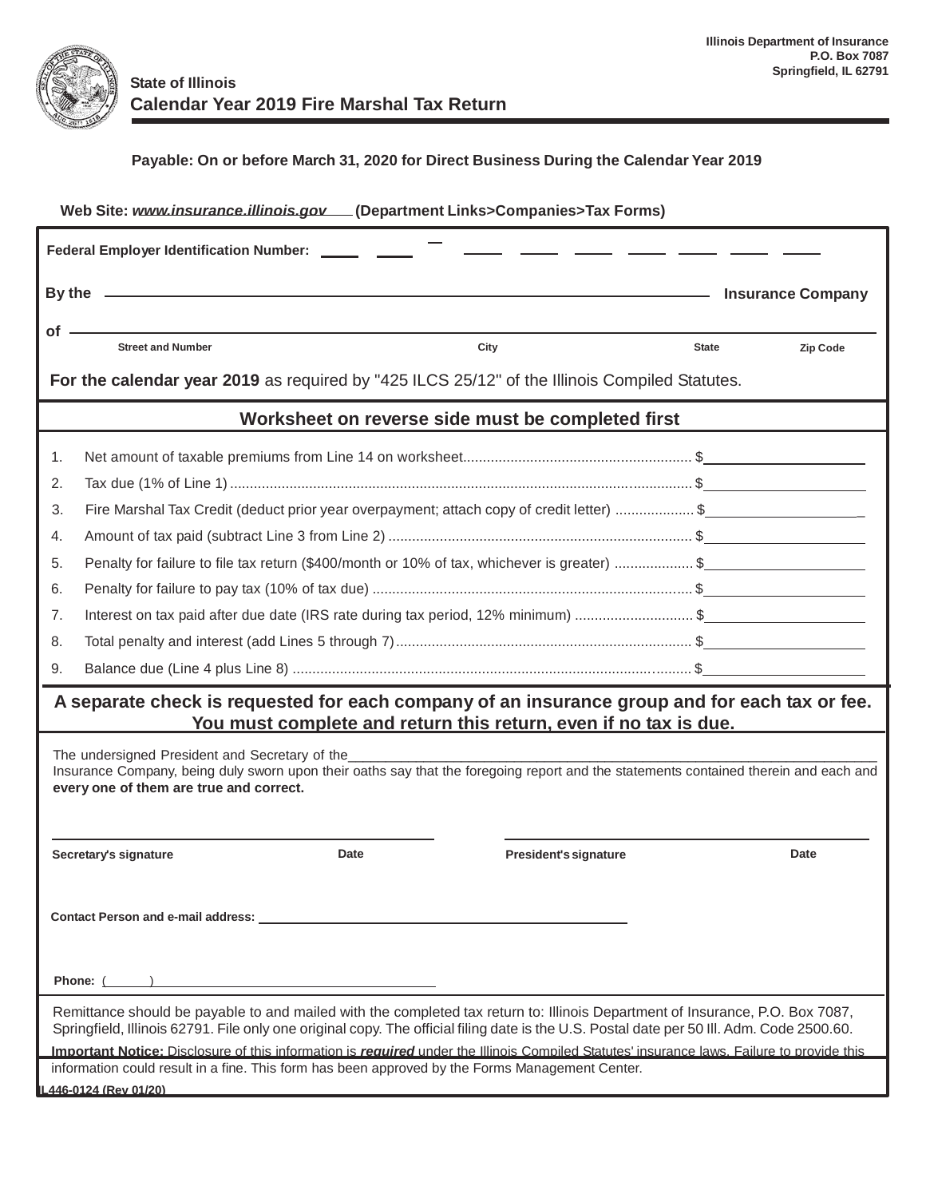Illinois Department of Insurance
P.O. Box 7087
Springfield, IL 62791

State of Illinois

# Calendar Year 2019 Fire Marshal Tax Return

**Payable: On or before March 31, 2020 for Direct Business During the Calendar Year 2019**

**Web Site: www.insurance.illinois.gov (Department Links>Companies>Tax Forms)**

**Federal Employer Identification Number:** ___ ___ – ___ ___ ___ ___ ___ ___ ___

**By the** ______________________________ **Insurance Company**

**of** ______________________________

Street and Number | City | State | Zip Code

**For the calendar year 2019** as required by "425 ILCS 25/12" of the Illinois Compiled Statutes.

## Worksheet on reverse side must be completed first

1. Net amount of taxable premiums from Line 14 on worksheet.......................................................... $__________
2. Tax due (1% of Line 1) .................................................................................................................... $__________
3. Fire Marshal Tax Credit (deduct prior year overpayment; attach copy of credit letter) .................... $__________
4. Amount of tax paid (subtract Line 3 from Line 2) ............................................................................ $__________
5. Penalty for failure to file tax return ($400/month or 10% of tax, whichever is greater) .................... $__________
6. Penalty for failure to pay tax (10% of tax due) ................................................................................ $__________
7. Interest on tax paid after due date (IRS rate during tax period, 12% minimum) .............................. $__________
8. Total penalty and interest (add Lines 5 through 7) .......................................................................... $__________
9. Balance due (Line 4 plus Line 8) ..................................................................................................... $__________

**A separate check is requested for each company of an insurance group and for each tax or fee.**
**You must complete and return this return, even if no tax is due.**

The undersigned President and Secretary of the ______________________________ Insurance Company, being duly sworn upon their oaths say that the foregoing report and the statements contained therein and each and **every one of them are true and correct.**

______________________________ ______________________________
**Secretary's signature** **Date** **President's signature** **Date**

**Contact Person and e-mail address:** ______________________________

**Phone:** ( ) ______________________________

Remittance should be payable to and mailed with the completed tax return to: Illinois Department of Insurance, P.O. Box 7087, Springfield, Illinois 62791. File only one original copy. The official filing date is the U.S. Postal date per 50 Ill. Adm. Code 2500.60.

**Important Notice:** Disclosure of this information is ***required*** under the Illinois Compiled Statutes' insurance laws. Failure to provide this information could result in a fine. This form has been approved by the Forms Management Center.

IL446-0124 (Rev 01/20)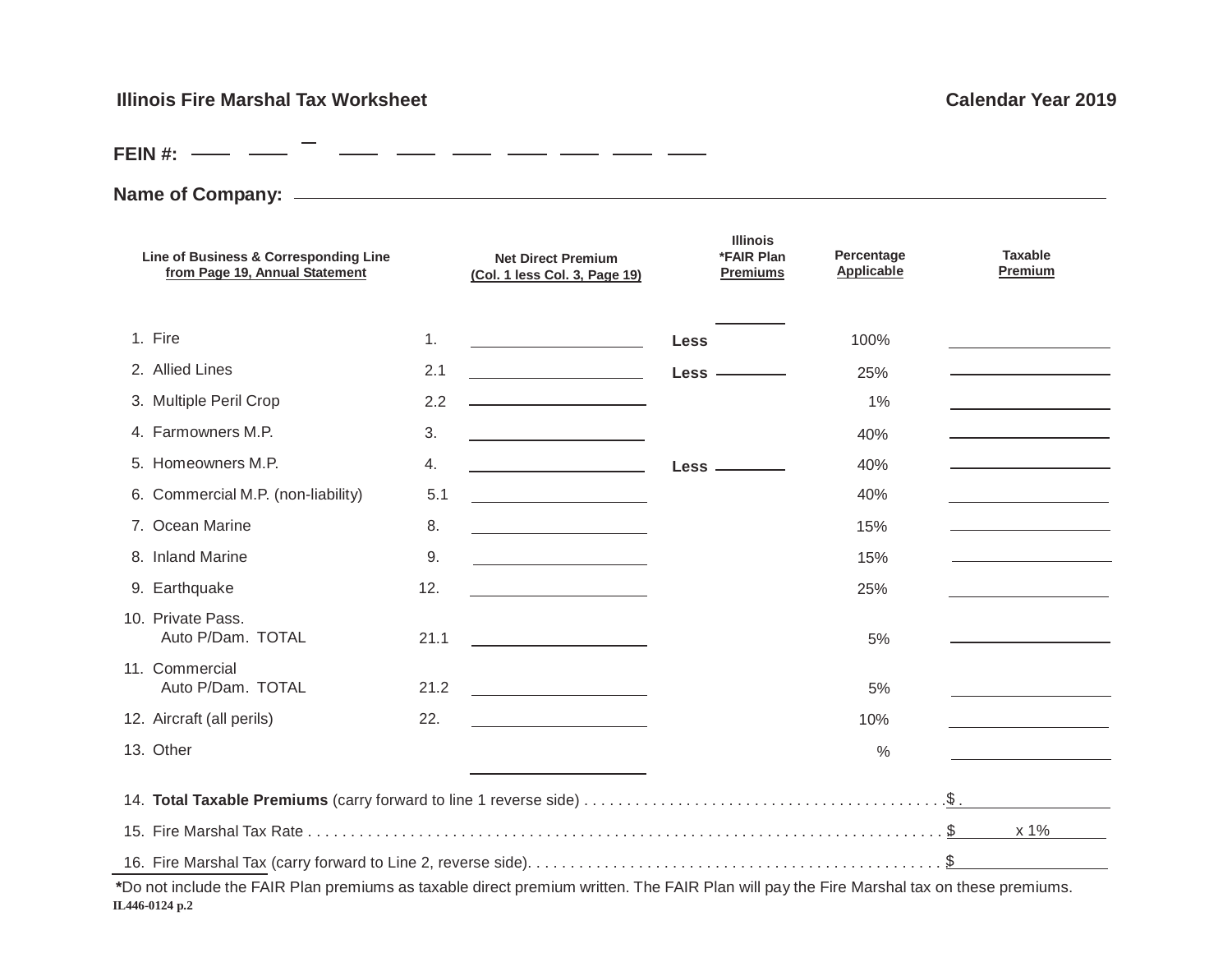**Illinois Fire Marshal Tax Worksheet** **Calendar Year 2019**

**FEIN #:** ___ ___ - ___ ___ ___ ___ ___ ___ ___

**Name of Company:** ______________________________

| Line of Business & Corresponding Line from Page 19, Annual Statement | | Net Direct Premium (Col. 1 less Col. 3, Page 19) | | Illinois *FAIR Plan Premiums | Percentage Applicable | Taxable Premium |
|---|---|---|---|---|---|---|
| 1. Fire | 1. | | Less | | 100% | |
| 2. Allied Lines | 2.1 | | Less | | 25% | |
| 3. Multiple Peril Crop | 2.2 | | | | 1% | |
| 4. Farmowners M.P. | 3. | | | | 40% | |
| 5. Homeowners M.P. | 4. | | Less | | 40% | |
| 6. Commercial M.P. (non-liability) | 5.1 | | | | 40% | |
| 7. Ocean Marine | 8. | | | | 15% | |
| 8. Inland Marine | 9. | | | | 15% | |
| 9. Earthquake | 12. | | | | 25% | |
| 10. Private Pass. Auto P/Dam. TOTAL | 21.1 | | | | 5% | |
| 11. Commercial Auto P/Dam. TOTAL | 21.2 | | | | 5% | |
| 12. Aircraft (all perils) | 22. | | | | 10% | |
| 13. Other | | | | | % | |

14. **Total Taxable Premiums** (carry forward to line 1 reverse side) . . . . . . . . . . $ .

15. Fire Marshal Tax Rate . . . . . . . . . . $ x 1%

16. Fire Marshal Tax (carry forward to Line 2, reverse side). . . . . . . . . . $

***Do not include the FAIR Plan premiums as taxable direct premium written. The FAIR Plan will pay the Fire Marshal tax on these premiums.**

IL446-0124 p.2